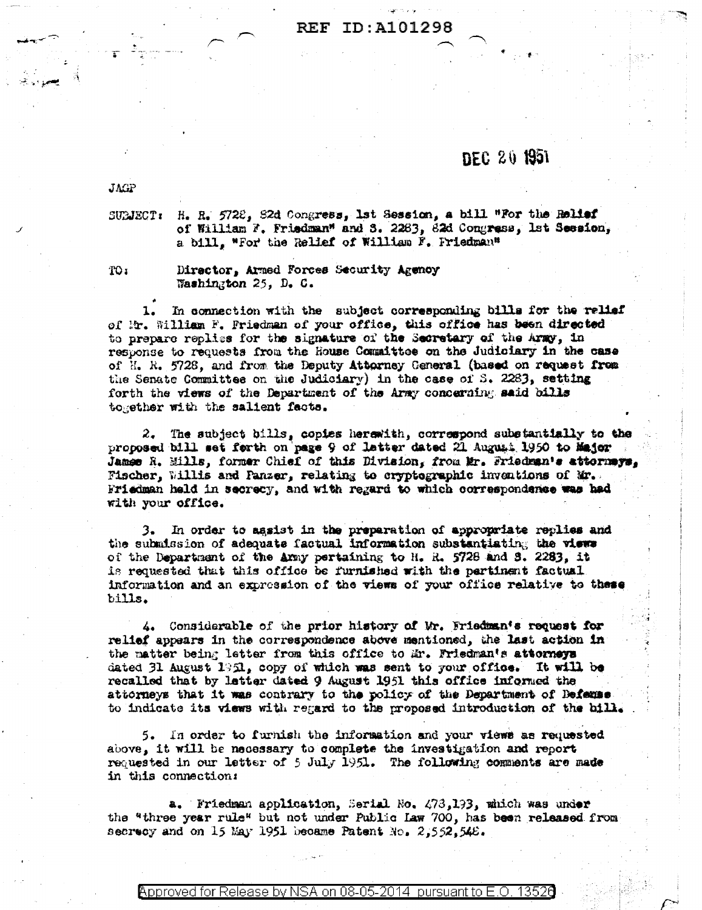REF ID:A101298

DEC 20 1951

JAGP

SUBJECT: H. R. 5728, 82d Congress, 1st Session, a bill "For the Relief of William F. Friedman" and S. 2283, 82d Congress, 1st Session, a bill, "For the Relief of William F. Friedman"

TO: Director, Armed Forces Security Agency
Washington 25, D. C.

1. In connection with the subject corresponding bills for the relief of Mr. William F. Friedman of your office, this office has been directed to prepare replies for the signature of the Secretary of the Army, in response to requests from the House Committee on the Judiciary in the case of H. R. 5728, and from the Deputy Attorney General (based on request from the Senate Committee on the Judiciary) in the case of S. 2283, setting forth the views of the Department of the Army concerning said bills together with the salient facts.

2. The subject bills, copies herewith, correspond substantially to the proposed bill set forth on page 9 of letter dated 21 August 1950 to Major James R. Mills, former Chief of this Division, from Mr. Friedman's attorneys, Fischer, Willis and Panzer, relating to cryptographic inventions of Mr. Friedman held in secrecy, and with regard to which correspondence was had with your office.

3. In order to assist in the preparation of appropriate replies and the submission of adequate factual information substantiating the views of the Department of the Army pertaining to H. R. 5728 and S. 2283, it is requested that this office be furnished with the pertinent factual information and an expression of the views of your office relative to these bills.

4. Considerable of the prior history of Mr. Friedman's request for relief appears in the correspondence above mentioned, the last action in the matter being letter from this office to Mr. Friedman's attorneys dated 31 August 1951, copy of which was sent to your office. It will be recalled that by letter dated 9 August 1951 this office informed the attorneys that it was contrary to the policy of the Department of Defense to indicate its views with regard to the proposed introduction of the bill.

5. In order to furnish the information and your views as requested above, it will be necessary to complete the investigation and report requested in our letter of 5 July 1951. The following comments are made in this connection:

a. Friedman application, Serial No. 473,193, which was under the "three year rule" but not under Public Law 700, has been released from secrecy and on 15 May 1951 became Patent No. 2,552,548.

Approved for Release by NSA on 08-05-2014 pursuant to E.O. 13526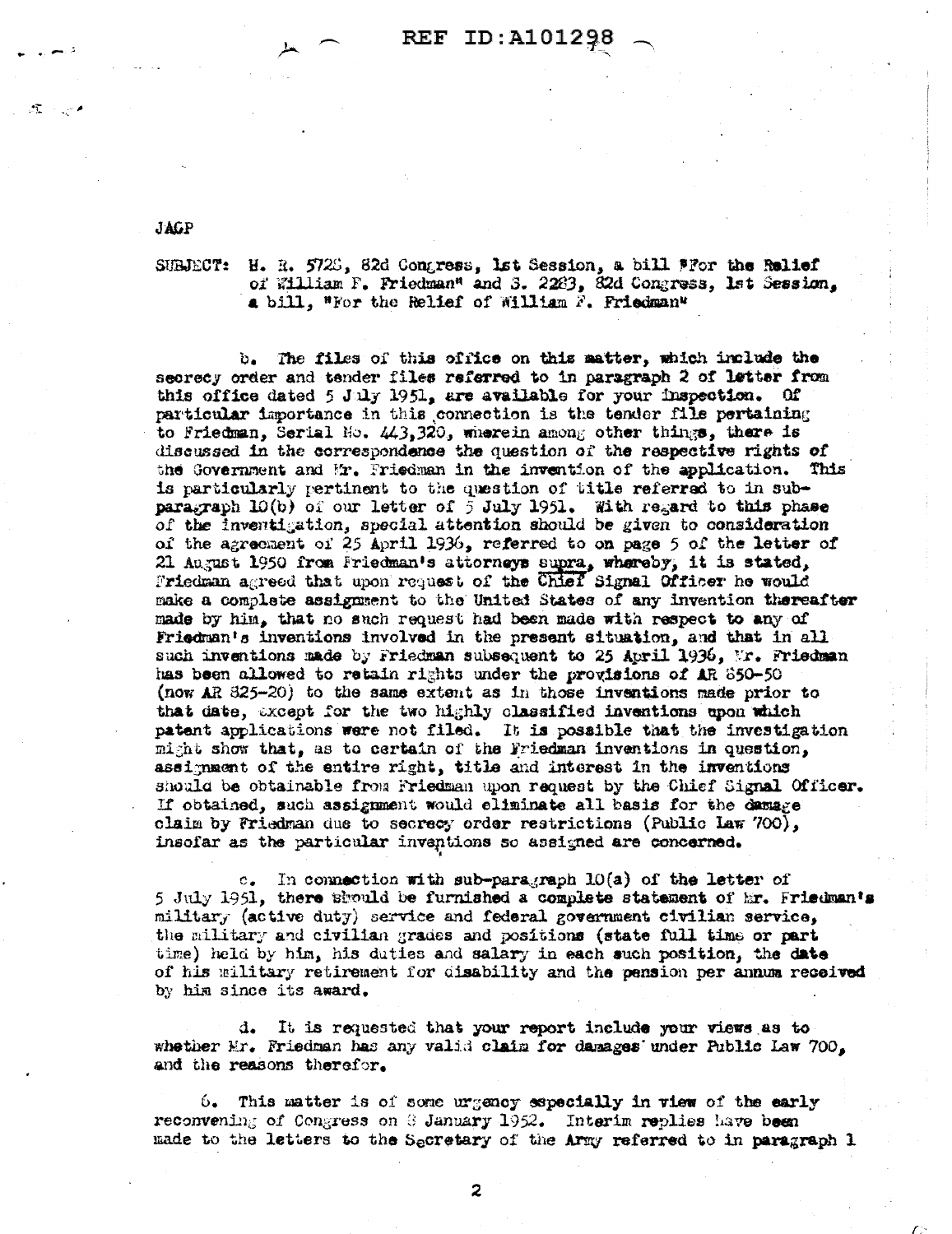JAGP

SUBJECT: H. R. 5728, 82d Congress, 1st Session, a bill "For the Relief of William F. Friedman" and S. 2283, 82d Congress, 1st Session, a bill, "For the Relief of William F. Friedman"

b. The files of this office on this matter, which include the secrecy order and tender files referred to in paragraph 2 of letter from this office dated 5 July 1951, are available for your inspection. Of particular importance in this connection is the tender file pertaining to Friedman, Serial No. 443,320, wherein among other things, there is discussed in the correspondence the question of the respective rights of the Government and Mr. Friedman in the invention of the application. This is particularly pertinent to the question of title referred to in sub-paragraph 10(b) of our letter of 5 July 1951. With regard to this phase of the investigation, special attention should be given to consideration of the agreement of 25 April 1936, referred to on page 5 of the letter of 21 August 1950 from Friedman's attorneys supra, whereby, it is stated, Friedman agreed that upon request of the Chief Signal Officer he would make a complete assignment to the United States of any invention thereafter made by him, that no such request had been made with respect to any of Friedman's inventions involved in the present situation, and that in all such inventions made by Friedman subsequent to 25 April 1936, Mr. Friedman has been allowed to retain rights under the provisions of AR 850-50 (now AR 825-20) to the same extent as in those inventions made prior to that date, except for the two highly classified inventions upon which patent applications were not filed. It is possible that the investigation might show that, as to certain of the Friedman inventions in question, assignment of the entire right, title and interest in the inventions should be obtainable from Friedman upon request by the Chief Signal Officer. If obtained, such assignment would eliminate all basis for the damage claim by Friedman due to secrecy order restrictions (Public Law 700), insofar as the particular inventions so assigned are concerned.

c. In connection with sub-paragraph 10(a) of the letter of 5 July 1951, there should be furnished a complete statement of Mr. Friedman's military (active duty) service and federal government civilian service, the military and civilian grades and positions (state full time or part time) held by him, his duties and salary in each such position, the date of his military retirement for disability and the pension per annum received by him since its award.

d. It is requested that your report include your views as to whether Mr. Friedman has any valid claim for damages under Public Law 700, and the reasons therefor.

6. This matter is of some urgency especially in view of the early reconvening of Congress on 8 January 1952. Interim replies have been made to the letters to the Secretary of the Army referred to in paragraph 1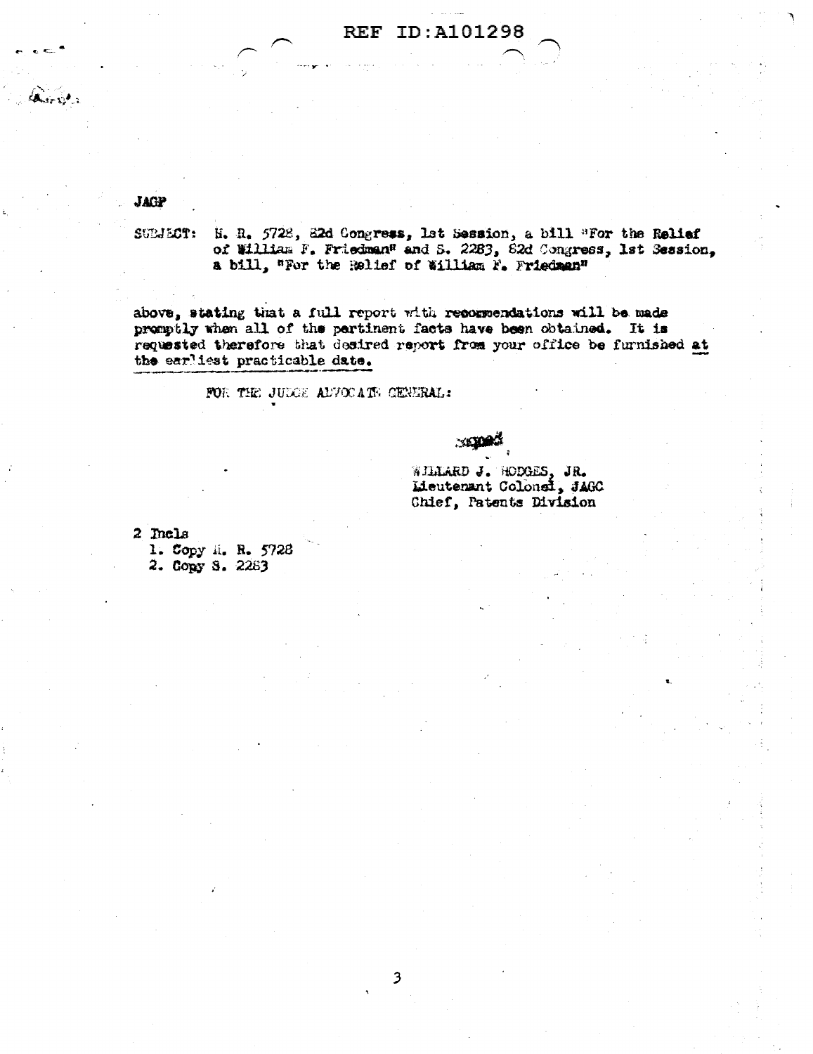REF ID:A101298

JAGP

SUBJECT: H. R. 5728, 82d Congress, 1st Session, a bill "For the Relief of William F. Friedman" and S. 2283, 82d Congress, 1st Session, a bill, "For the Relief of William F. Friedman"

above, stating that a full report with recommendations will be made promptly when all of the pertinent facts have been obtained. It is requested therefore that desired report from your office be furnished at the earliest practicable date.

FOR THE JUDGE ADVOCATE GENERAL:

signed

WILLARD J. HODGES, JR.
Lieutenant Colonel, JAGC
Chief, Patents Division

2 Incls
1. Copy H. R. 5728
2. Copy S. 2283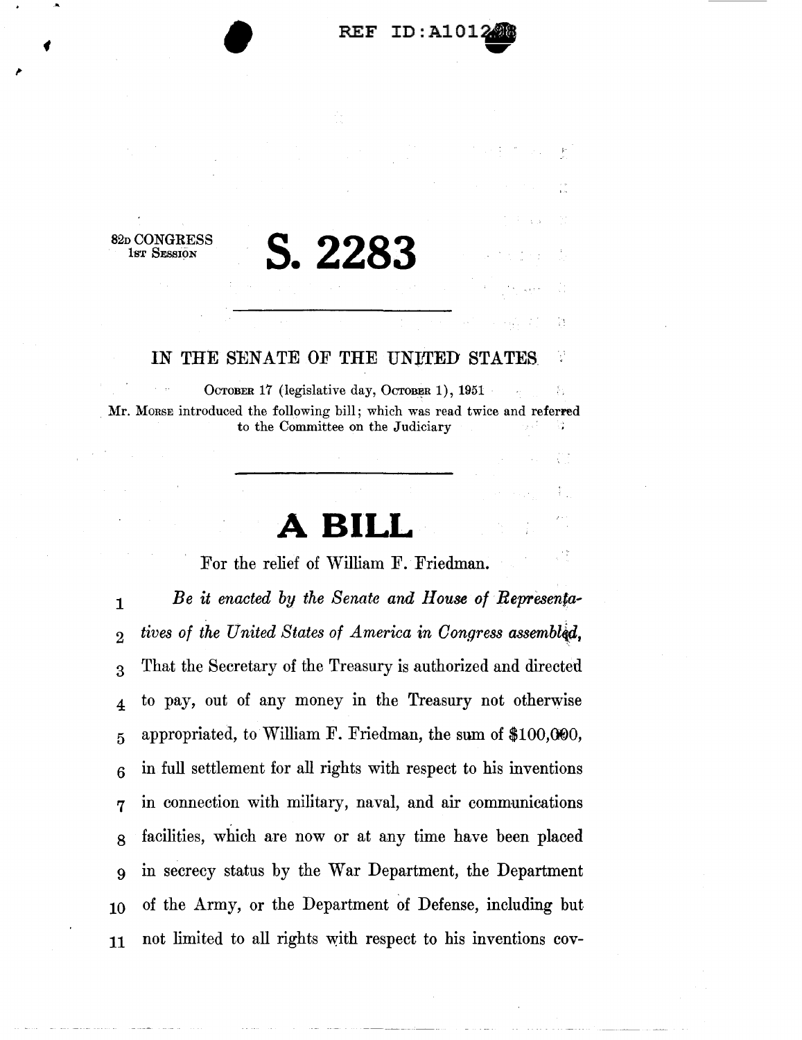REF ID:A1012

82D CONGRESS
1ST SESSION

# S. 2283

IN THE SENATE OF THE UNITED STATES

OCTOBER 17 (legislative day, OCTOBER 1), 1951

Mr. MORSE introduced the following bill; which was read twice and referred to the Committee on the Judiciary

# A BILL

For the relief of William F. Friedman.

1 *Be it enacted by the Senate and House of Representa-*
2 *tives of the United States of America in Congress assembled,*
3 That the Secretary of the Treasury is authorized and directed
4 to pay, out of any money in the Treasury not otherwise
5 appropriated, to William F. Friedman, the sum of $100,000,
6 in full settlement for all rights with respect to his inventions
7 in connection with military, naval, and air communications
8 facilities, which are now or at any time have been placed
9 in secrecy status by the War Department, the Department
10 of the Army, or the Department of Defense, including but
11 not limited to all rights with respect to his inventions cov-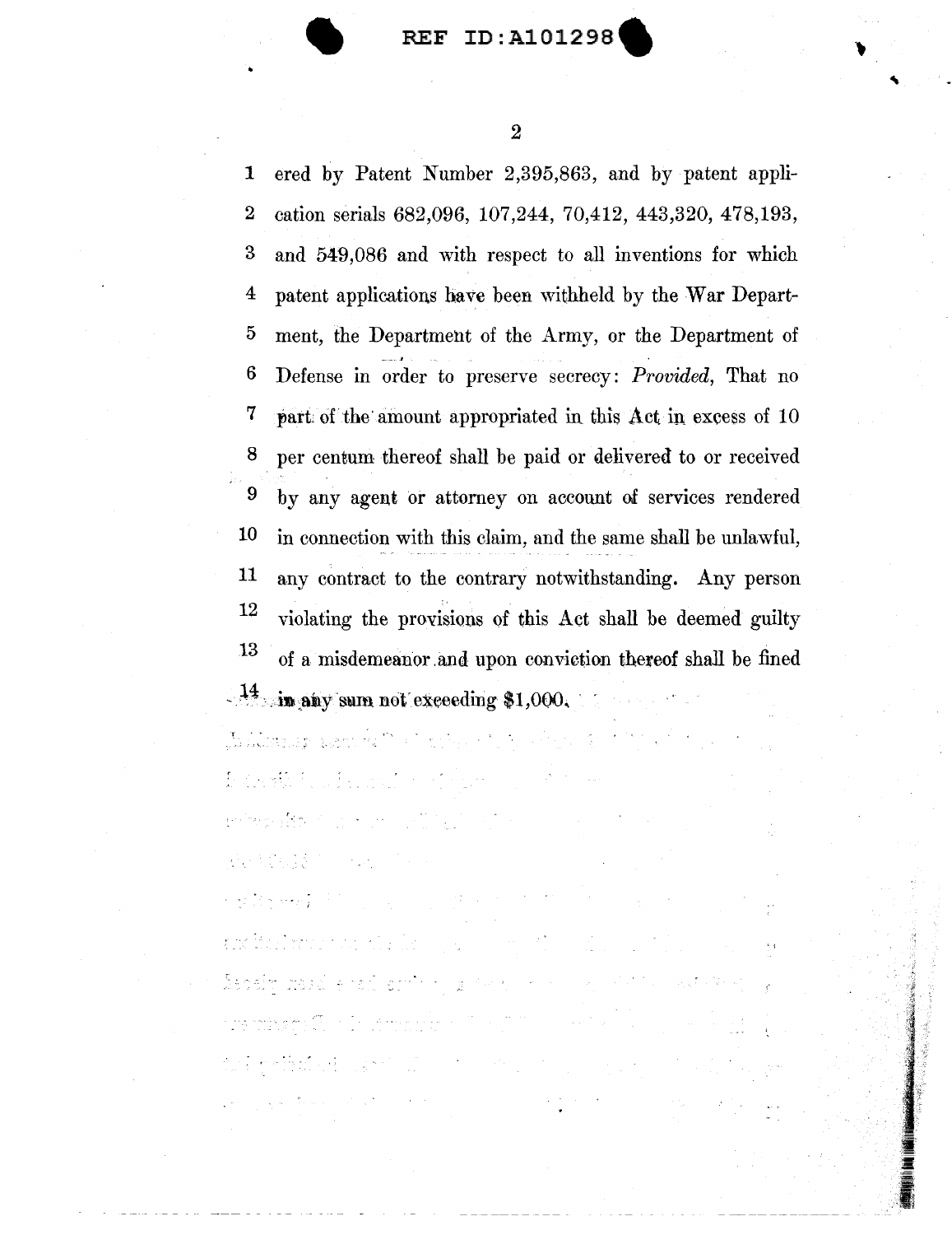ered by Patent Number 2,395,863, and by patent application serials 682,096, 107,244, 70,412, 443,320, 478,193, and 549,086 and with respect to all inventions for which patent applications have been withheld by the War Department, the Department of the Army, or the Department of Defense in order to preserve secrecy: *Provided*, That no part of the amount appropriated in this Act in excess of 10 per centum thereof shall be paid or delivered to or received by any agent or attorney on account of services rendered in connection with this claim, and the same shall be unlawful, any contract to the contrary notwithstanding. Any person violating the provisions of this Act shall be deemed guilty of a misdemeanor and upon conviction thereof shall be fined in any sum not exceeding $1,000.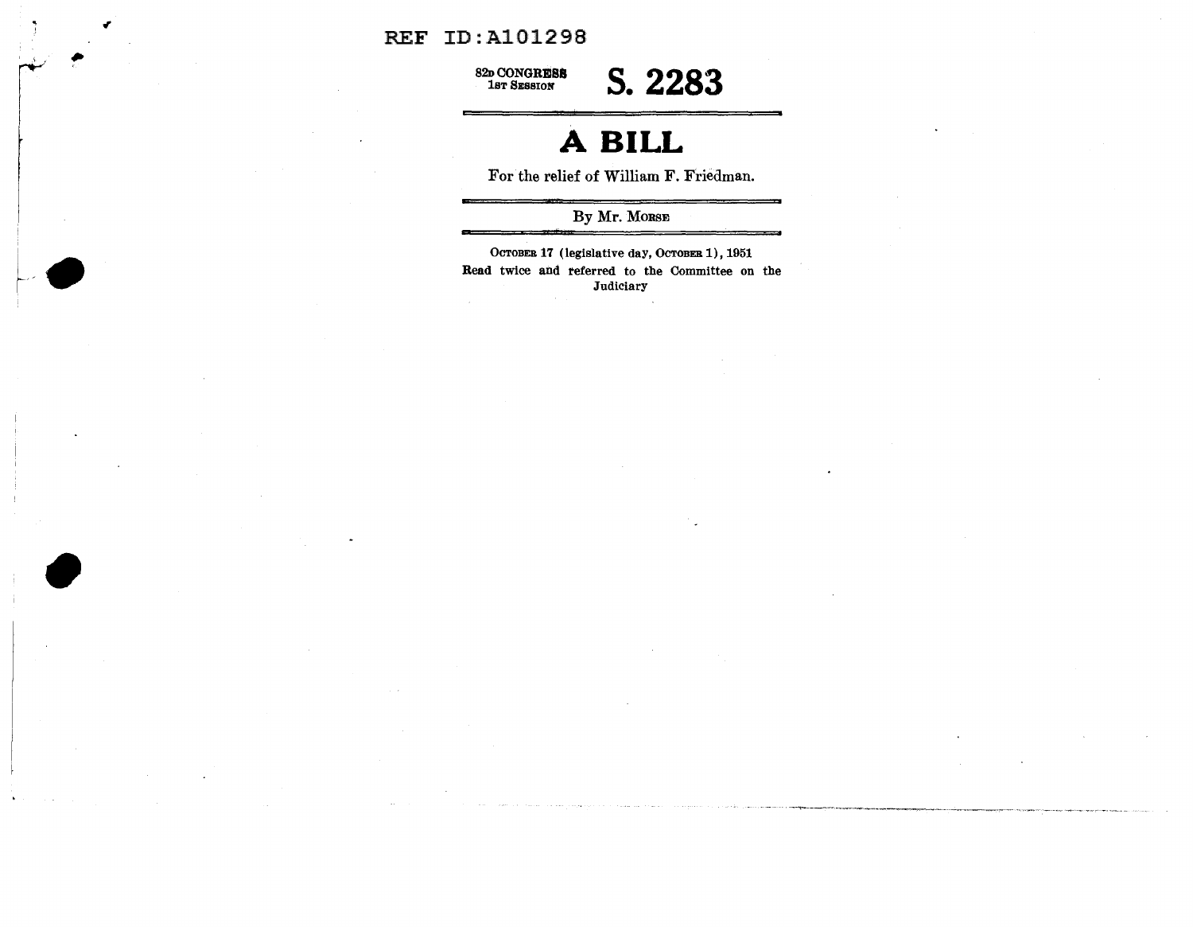REF ID:A101298

82D CONGRESS
1ST SESSION

# S. 2283

# A BILL

For the relief of William F. Friedman.

By Mr. MORSE

OCTOBER 17 (legislative day, OCTOBER 1), 1951
Read twice and referred to the Committee on the Judiciary